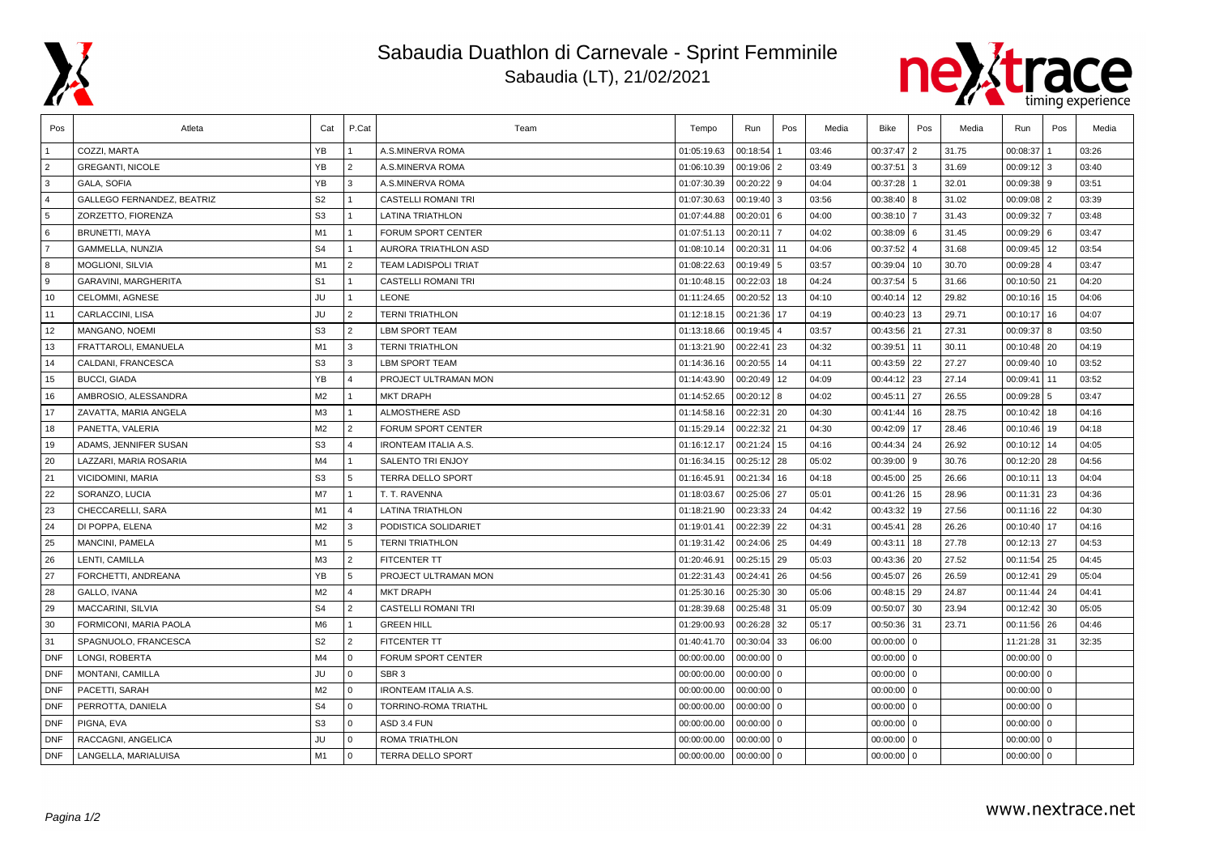# Sabaudia Duathlon di Carnevale - Sprint Femminile

Sabaudia (LT), 21/02/2021

| Pos | Atleta | Cat | P.Cat | Team | Tempo | Run | Pos | Media | Bike | Pos | Media | Run | Pos | Media |
|---|---|---|---|---|---|---|---|---|---|---|---|---|---|---|
| 1 | COZZI, MARTA | YB | 1 | A.S.MINERVA ROMA | 01:05:19.63 | 00:18:54 | 1 | 03:46 | 00:37:47 | 2 | 31.75 | 00:08:37 | 1 | 03:26 |
| 2 | GREGANTI, NICOLE | YB | 2 | A.S.MINERVA ROMA | 01:06:10.39 | 00:19:06 | 2 | 03:49 | 00:37:51 | 3 | 31.69 | 00:09:12 | 3 | 03:40 |
| 3 | GALA, SOFIA | YB | 3 | A.S.MINERVA ROMA | 01:07:30.39 | 00:20:22 | 9 | 04:04 | 00:37:28 | 1 | 32.01 | 00:09:38 | 9 | 03:51 |
| 4 | GALLEGO FERNANDEZ, BEATRIZ | S2 | 1 | CASTELLI ROMANI TRI | 01:07:30.63 | 00:19:40 | 3 | 03:56 | 00:38:40 | 8 | 31.02 | 00:09:08 | 2 | 03:39 |
| 5 | ZORZETTO, FIORENZA | S3 | 1 | LATINA TRIATHLON | 01:07:44.88 | 00:20:01 | 6 | 04:00 | 00:38:10 | 7 | 31.43 | 00:09:32 | 7 | 03:48 |
| 6 | BRUNETTI, MAYA | M1 | 1 | FORUM SPORT CENTER | 01:07:51.13 | 00:20:11 | 7 | 04:02 | 00:38:09 | 6 | 31.45 | 00:09:29 | 6 | 03:47 |
| 7 | GAMMELLA, NUNZIA | S4 | 1 | AURORA TRIATHLON ASD | 01:08:10.14 | 00:20:31 | 11 | 04:06 | 00:37:52 | 4 | 31.68 | 00:09:45 | 12 | 03:54 |
| 8 | MOGLIONI, SILVIA | M1 | 2 | TEAM LADISPOLI TRIAT | 01:08:22.63 | 00:19:49 | 5 | 03:57 | 00:39:04 | 10 | 30.70 | 00:09:28 | 4 | 03:47 |
| 9 | GARAVINI, MARGHERITA | S1 | 1 | CASTELLI ROMANI TRI | 01:10:48.15 | 00:22:03 | 18 | 04:24 | 00:37:54 | 5 | 31.66 | 00:10:50 | 21 | 04:20 |
| 10 | CELOMMI, AGNESE | JU | 1 | LEONE | 01:11:24.65 | 00:20:52 | 13 | 04:10 | 00:40:14 | 12 | 29.82 | 00:10:16 | 15 | 04:06 |
| 11 | CARLACCINI, LISA | JU | 2 | TERNI TRIATHLON | 01:12:18.15 | 00:21:36 | 17 | 04:19 | 00:40:23 | 13 | 29.71 | 00:10:17 | 16 | 04:07 |
| 12 | MANGANO, NOEMI | S3 | 2 | LBM SPORT TEAM | 01:13:18.66 | 00:19:45 | 4 | 03:57 | 00:43:56 | 21 | 27.31 | 00:09:37 | 8 | 03:50 |
| 13 | FRATTAROLI, EMANUELA | M1 | 3 | TERNI TRIATHLON | 01:13:21.90 | 00:22:41 | 23 | 04:32 | 00:39:51 | 11 | 30.11 | 00:10:48 | 20 | 04:19 |
| 14 | CALDANI, FRANCESCA | S3 | 3 | LBM SPORT TEAM | 01:14:36.16 | 00:20:55 | 14 | 04:11 | 00:43:59 | 22 | 27.27 | 00:09:40 | 10 | 03:52 |
| 15 | BUCCI, GIADA | YB | 4 | PROJECT ULTRAMAN MON | 01:14:43.90 | 00:20:49 | 12 | 04:09 | 00:44:12 | 23 | 27.14 | 00:09:41 | 11 | 03:52 |
| 16 | AMBROSIO, ALESSANDRA | M2 | 1 | MKT DRAPH | 01:14:52.65 | 00:20:12 | 8 | 04:02 | 00:45:11 | 27 | 26.55 | 00:09:28 | 5 | 03:47 |
| 17 | ZAVATTA, MARIA ANGELA | M3 | 1 | ALMOSTHERE ASD | 01:14:58.16 | 00:22:31 | 20 | 04:30 | 00:41:44 | 16 | 28.75 | 00:10:42 | 18 | 04:16 |
| 18 | PANETTA, VALERIA | M2 | 2 | FORUM SPORT CENTER | 01:15:29.14 | 00:22:32 | 21 | 04:30 | 00:42:09 | 17 | 28.46 | 00:10:46 | 19 | 04:18 |
| 19 | ADAMS, JENNIFER SUSAN | S3 | 4 | IRONTEAM ITALIA A.S. | 01:16:12.17 | 00:21:24 | 15 | 04:16 | 00:44:34 | 24 | 26.92 | 00:10:12 | 14 | 04:05 |
| 20 | LAZZARI, MARIA ROSARIA | M4 | 1 | SALENTO TRI ENJOY | 01:16:34.15 | 00:25:12 | 28 | 05:02 | 00:39:00 | 9 | 30.76 | 00:12:20 | 28 | 04:56 |
| 21 | VICIDOMINI, MARIA | S3 | 5 | TERRA DELLO SPORT | 01:16:45.91 | 00:21:34 | 16 | 04:18 | 00:45:00 | 25 | 26.66 | 00:10:11 | 13 | 04:04 |
| 22 | SORANZO, LUCIA | M7 | 1 | T. T. RAVENNA | 01:18:03.67 | 00:25:06 | 27 | 05:01 | 00:41:26 | 15 | 28.96 | 00:11:31 | 23 | 04:36 |
| 23 | CHECCARELLI, SARA | M1 | 4 | LATINA TRIATHLON | 01:18:21.90 | 00:23:33 | 24 | 04:42 | 00:43:32 | 19 | 27.56 | 00:11:16 | 22 | 04:30 |
| 24 | DI POPPA, ELENA | M2 | 3 | PODISTICA SOLIDARIET | 01:19:01.41 | 00:22:39 | 22 | 04:31 | 00:45:41 | 28 | 26.26 | 00:10:40 | 17 | 04:16 |
| 25 | MANCINI, PAMELA | M1 | 5 | TERNI TRIATHLON | 01:19:31.42 | 00:24:06 | 25 | 04:49 | 00:43:11 | 18 | 27.78 | 00:12:13 | 27 | 04:53 |
| 26 | LENTI, CAMILLA | M3 | 2 | FITCENTER TT | 01:20:46.91 | 00:25:15 | 29 | 05:03 | 00:43:36 | 20 | 27.52 | 00:11:54 | 25 | 04:45 |
| 27 | FORCHETTI, ANDREANA | YB | 5 | PROJECT ULTRAMAN MON | 01:22:31.43 | 00:24:41 | 26 | 04:56 | 00:45:07 | 26 | 26.59 | 00:12:41 | 29 | 05:04 |
| 28 | GALLO, IVANA | M2 | 4 | MKT DRAPH | 01:25:30.16 | 00:25:30 | 30 | 05:06 | 00:48:15 | 29 | 24.87 | 00:11:44 | 24 | 04:41 |
| 29 | MACCARINI, SILVIA | S4 | 2 | CASTELLI ROMANI TRI | 01:28:39.68 | 00:25:48 | 31 | 05:09 | 00:50:07 | 30 | 23.94 | 00:12:42 | 30 | 05:05 |
| 30 | FORMICONI, MARIA PAOLA | M6 | 1 | GREEN HILL | 01:29:00.93 | 00:26:28 | 32 | 05:17 | 00:50:36 | 31 | 23.71 | 00:11:56 | 26 | 04:46 |
| 31 | SPAGNUOLO, FRANCESCA | S2 | 2 | FITCENTER TT | 01:40:41.70 | 00:30:04 | 33 | 06:00 | 00:00:00 | 0 | | 11:21:28 | 31 | 32:35 |
| DNF | LONGI, ROBERTA | M4 | 0 | FORUM SPORT CENTER | 00:00:00.00 | 00:00:00 | 0 | | 00:00:00 | 0 | | 00:00:00 | 0 | |
| DNF | MONTANI, CAMILLA | JU | 0 | SBR 3 | 00:00:00.00 | 00:00:00 | 0 | | 00:00:00 | 0 | | 00:00:00 | 0 | |
| DNF | PACETTI, SARAH | M2 | 0 | IRONTEAM ITALIA A.S. | 00:00:00.00 | 00:00:00 | 0 | | 00:00:00 | 0 | | 00:00:00 | 0 | |
| DNF | PERROTTA, DANIELA | S4 | 0 | TORRINO-ROMA TRIATHL | 00:00:00.00 | 00:00:00 | 0 | | 00:00:00 | 0 | | 00:00:00 | 0 | |
| DNF | PIGNA, EVA | S3 | 0 | ASD 3.4 FUN | 00:00:00.00 | 00:00:00 | 0 | | 00:00:00 | 0 | | 00:00:00 | 0 | |
| DNF | RACCAGNI, ANGELICA | JU | 0 | ROMA TRIATHLON | 00:00:00.00 | 00:00:00 | 0 | | 00:00:00 | 0 | | 00:00:00 | 0 | |
| DNF | LANGELLA, MARIALUISA | M1 | 0 | TERRA DELLO SPORT | 00:00:00.00 | 00:00:00 | 0 | | 00:00:00 | 0 | | 00:00:00 | 0 | |

www.nextrace.net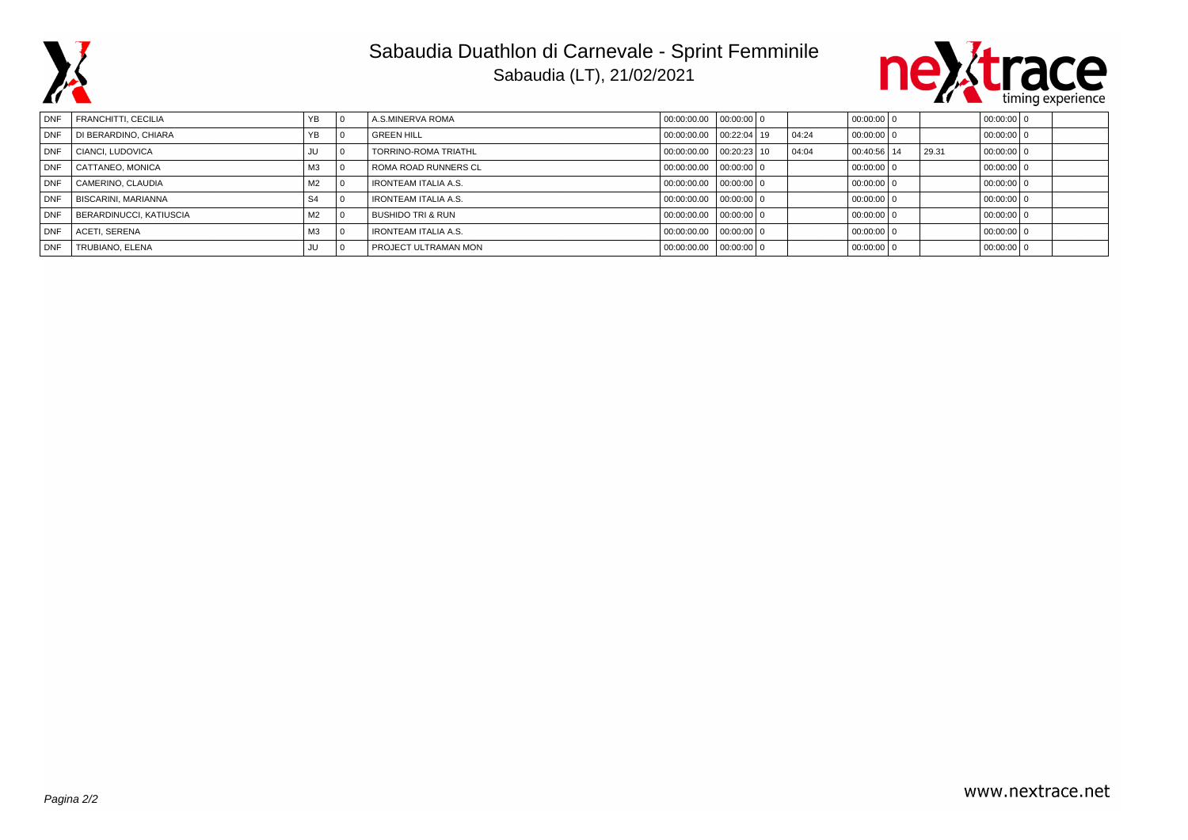# Sabaudia Duathlon di Carnevale - Sprint Femminile

Sabaudia (LT), 21/02/2021

| | | | | | | | | | | | | | | |
|---|---|---|---|---|---|---|---|---|---|---|---|---|---|---|
| DNF | FRANCHITTI, CECILIA | YB | 0 | A.S.MINERVA ROMA | 00:00:00.00 | 00:00:00 | 0 | | 00:00:00 | 0 | | 00:00:00 | 0 | |
| DNF | DI BERARDINO, CHIARA | YB | 0 | GREEN HILL | 00:00:00.00 | 00:22:04 | 19 | 04:24 | 00:00:00 | 0 | | 00:00:00 | 0 | |
| DNF | CIANCI, LUDOVICA | JU | 0 | TORRINO-ROMA TRIATHL | 00:00:00.00 | 00:20:23 | 10 | 04:04 | 00:40:56 | 14 | 29.31 | 00:00:00 | 0 | |
| DNF | CATTANEO, MONICA | M3 | 0 | ROMA ROAD RUNNERS CL | 00:00:00.00 | 00:00:00 | 0 | | 00:00:00 | 0 | | 00:00:00 | 0 | |
| DNF | CAMERINO, CLAUDIA | M2 | 0 | IRONTEAM ITALIA A.S. | 00:00:00.00 | 00:00:00 | 0 | | 00:00:00 | 0 | | 00:00:00 | 0 | |
| DNF | BISCARINI, MARIANNA | S4 | 0 | IRONTEAM ITALIA A.S. | 00:00:00.00 | 00:00:00 | 0 | | 00:00:00 | 0 | | 00:00:00 | 0 | |
| DNF | BERARDINUCCI, KATIUSCIA | M2 | 0 | BUSHIDO TRI & RUN | 00:00:00.00 | 00:00:00 | 0 | | 00:00:00 | 0 | | 00:00:00 | 0 | |
| DNF | ACETI, SERENA | M3 | 0 | IRONTEAM ITALIA A.S. | 00:00:00.00 | 00:00:00 | 0 | | 00:00:00 | 0 | | 00:00:00 | 0 | |
| DNF | TRUBIANO, ELENA | JU | 0 | PROJECT ULTRAMAN MON | 00:00:00.00 | 00:00:00 | 0 | | 00:00:00 | 0 | | 00:00:00 | 0 | |

www.nextrace.net